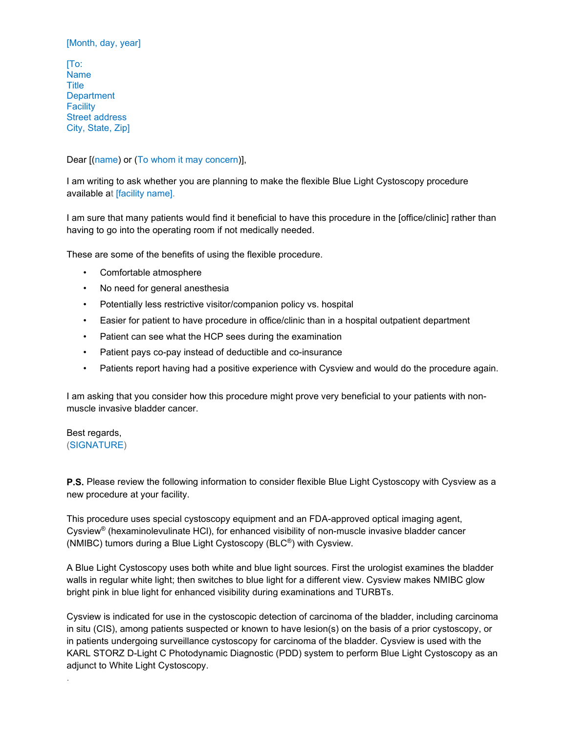[Month, day, year]

[To:
Name
Title
Department
Facility
Street address
City, State, Zip]

Dear [(name) or (To whom it may concern)],

I am writing to ask whether you are planning to make the flexible Blue Light Cystoscopy procedure available at [facility name].

I am sure that many patients would find it beneficial to have this procedure in the [office/clinic] rather than having to go into the operating room if not medically needed.

These are some of the benefits of using the flexible procedure.

- Comfortable atmosphere
- No need for general anesthesia
- Potentially less restrictive visitor/companion policy vs. hospital
- Easier for patient to have procedure in office/clinic than in a hospital outpatient department
- Patient can see what the HCP sees during the examination
- Patient pays co-pay instead of deductible and co-insurance
- Patients report having had a positive experience with Cysview and would do the procedure again.

I am asking that you consider how this procedure might prove very beneficial to your patients with non-muscle invasive bladder cancer.

Best regards,
(SIGNATURE)

**P.S.** Please review the following information to consider flexible Blue Light Cystoscopy with Cysview as a new procedure at your facility.

This procedure uses special cystoscopy equipment and an FDA-approved optical imaging agent, Cysview® (hexaminolevulinate HCl), for enhanced visibility of non-muscle invasive bladder cancer (NMIBC) tumors during a Blue Light Cystoscopy (BLC®) with Cysview.

A Blue Light Cystoscopy uses both white and blue light sources. First the urologist examines the bladder walls in regular white light; then switches to blue light for a different view. Cysview makes NMIBC glow bright pink in blue light for enhanced visibility during examinations and TURBTs.

Cysview is indicated for use in the cystoscopic detection of carcinoma of the bladder, including carcinoma in situ (CIS), among patients suspected or known to have lesion(s) on the basis of a prior cystoscopy, or in patients undergoing surveillance cystoscopy for carcinoma of the bladder. Cysview is used with the KARL STORZ D-Light C Photodynamic Diagnostic (PDD) system to perform Blue Light Cystoscopy as an adjunct to White Light Cystoscopy.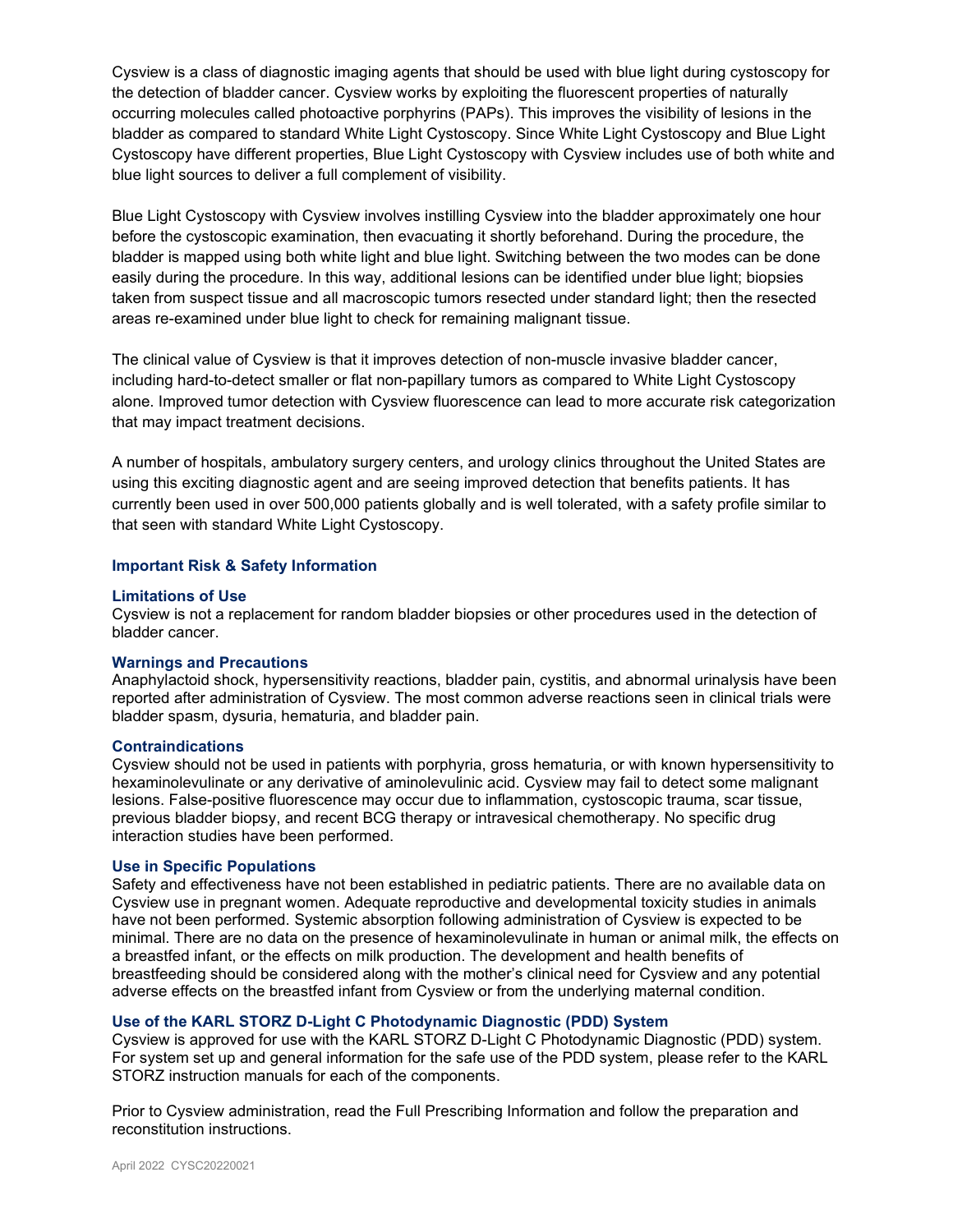Cysview is a class of diagnostic imaging agents that should be used with blue light during cystoscopy for the detection of bladder cancer. Cysview works by exploiting the fluorescent properties of naturally occurring molecules called photoactive porphyrins (PAPs). This improves the visibility of lesions in the bladder as compared to standard White Light Cystoscopy. Since White Light Cystoscopy and Blue Light Cystoscopy have different properties, Blue Light Cystoscopy with Cysview includes use of both white and blue light sources to deliver a full complement of visibility.

Blue Light Cystoscopy with Cysview involves instilling Cysview into the bladder approximately one hour before the cystoscopic examination, then evacuating it shortly beforehand. During the procedure, the bladder is mapped using both white light and blue light. Switching between the two modes can be done easily during the procedure. In this way, additional lesions can be identified under blue light; biopsies taken from suspect tissue and all macroscopic tumors resected under standard light; then the resected areas re-examined under blue light to check for remaining malignant tissue.

The clinical value of Cysview is that it improves detection of non-muscle invasive bladder cancer, including hard-to-detect smaller or flat non-papillary tumors as compared to White Light Cystoscopy alone. Improved tumor detection with Cysview fluorescence can lead to more accurate risk categorization that may impact treatment decisions.

A number of hospitals, ambulatory surgery centers, and urology clinics throughout the United States are using this exciting diagnostic agent and are seeing improved detection that benefits patients. It has currently been used in over 500,000 patients globally and is well tolerated, with a safety profile similar to that seen with standard White Light Cystoscopy.

## Important Risk & Safety Information

### Limitations of Use

Cysview is not a replacement for random bladder biopsies or other procedures used in the detection of bladder cancer.

### Warnings and Precautions

Anaphylactoid shock, hypersensitivity reactions, bladder pain, cystitis, and abnormal urinalysis have been reported after administration of Cysview. The most common adverse reactions seen in clinical trials were bladder spasm, dysuria, hematuria, and bladder pain.

### Contraindications

Cysview should not be used in patients with porphyria, gross hematuria, or with known hypersensitivity to hexaminolevulinate or any derivative of aminolevulinic acid. Cysview may fail to detect some malignant lesions. False-positive fluorescence may occur due to inflammation, cystoscopic trauma, scar tissue, previous bladder biopsy, and recent BCG therapy or intravesical chemotherapy. No specific drug interaction studies have been performed.

### Use in Specific Populations

Safety and effectiveness have not been established in pediatric patients. There are no available data on Cysview use in pregnant women. Adequate reproductive and developmental toxicity studies in animals have not been performed. Systemic absorption following administration of Cysview is expected to be minimal. There are no data on the presence of hexaminolevulinate in human or animal milk, the effects on a breastfed infant, or the effects on milk production. The development and health benefits of breastfeeding should be considered along with the mother's clinical need for Cysview and any potential adverse effects on the breastfed infant from Cysview or from the underlying maternal condition.

### Use of the KARL STORZ D-Light C Photodynamic Diagnostic (PDD) System

Cysview is approved for use with the KARL STORZ D-Light C Photodynamic Diagnostic (PDD) system. For system set up and general information for the safe use of the PDD system, please refer to the KARL STORZ instruction manuals for each of the components.

Prior to Cysview administration, read the Full Prescribing Information and follow the preparation and reconstitution instructions.

April 2022 CYSC20220021